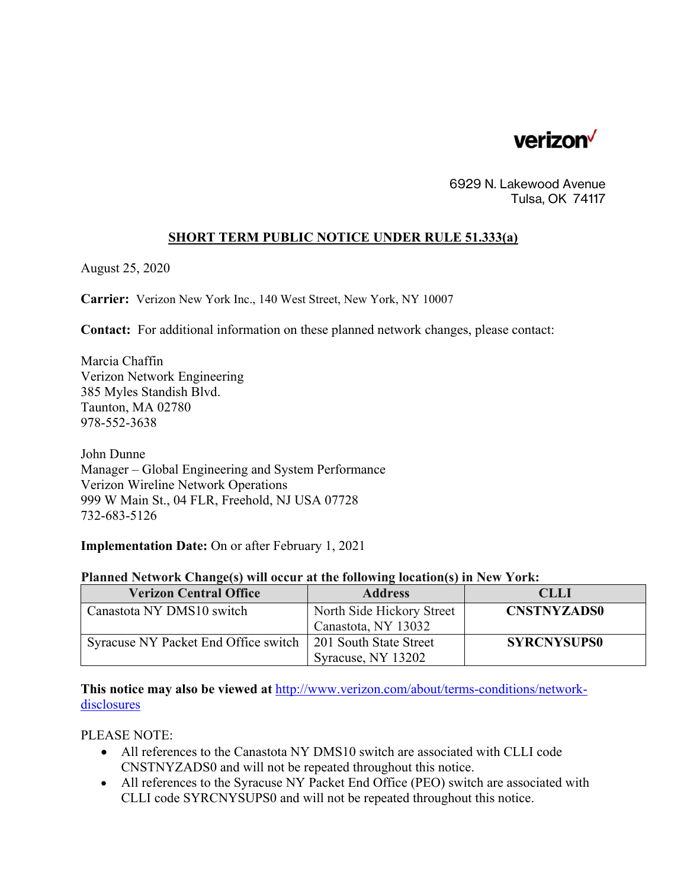verizon

6929 N. Lakewood Avenue
Tulsa, OK 74117

**SHORT TERM PUBLIC NOTICE UNDER RULE 51.333(a)**

August 25, 2020

**Carrier:** Verizon New York Inc., 140 West Street, New York, NY 10007

**Contact:** For additional information on these planned network changes, please contact:

Marcia Chaffin
Verizon Network Engineering
385 Myles Standish Blvd.
Taunton, MA 02780
978-552-3638

John Dunne
Manager – Global Engineering and System Performance
Verizon Wireline Network Operations
999 W Main St., 04 FLR, Freehold, NJ USA 07728
732-683-5126

**Implementation Date:** On or after February 1, 2021

**Planned Network Change(s) will occur at the following location(s) in New York:**

| Verizon Central Office | Address | CLLI |
|---|---|---|
| Canastota NY DMS10 switch | North Side Hickory Street Canastota, NY 13032 | **CNSTNYZADS0** |
| Syracuse NY Packet End Office switch | 201 South State Street Syracuse, NY 13202 | **SYRCNYSUPS0** |

**This notice may also be viewed at** http://www.verizon.com/about/terms-conditions/network-disclosures

PLEASE NOTE:

- All references to the Canastota NY DMS10 switch are associated with CLLI code CNSTNYZADS0 and will not be repeated throughout this notice.
- All references to the Syracuse NY Packet End Office (PEO) switch are associated with CLLI code SYRCNYSUPS0 and will not be repeated throughout this notice.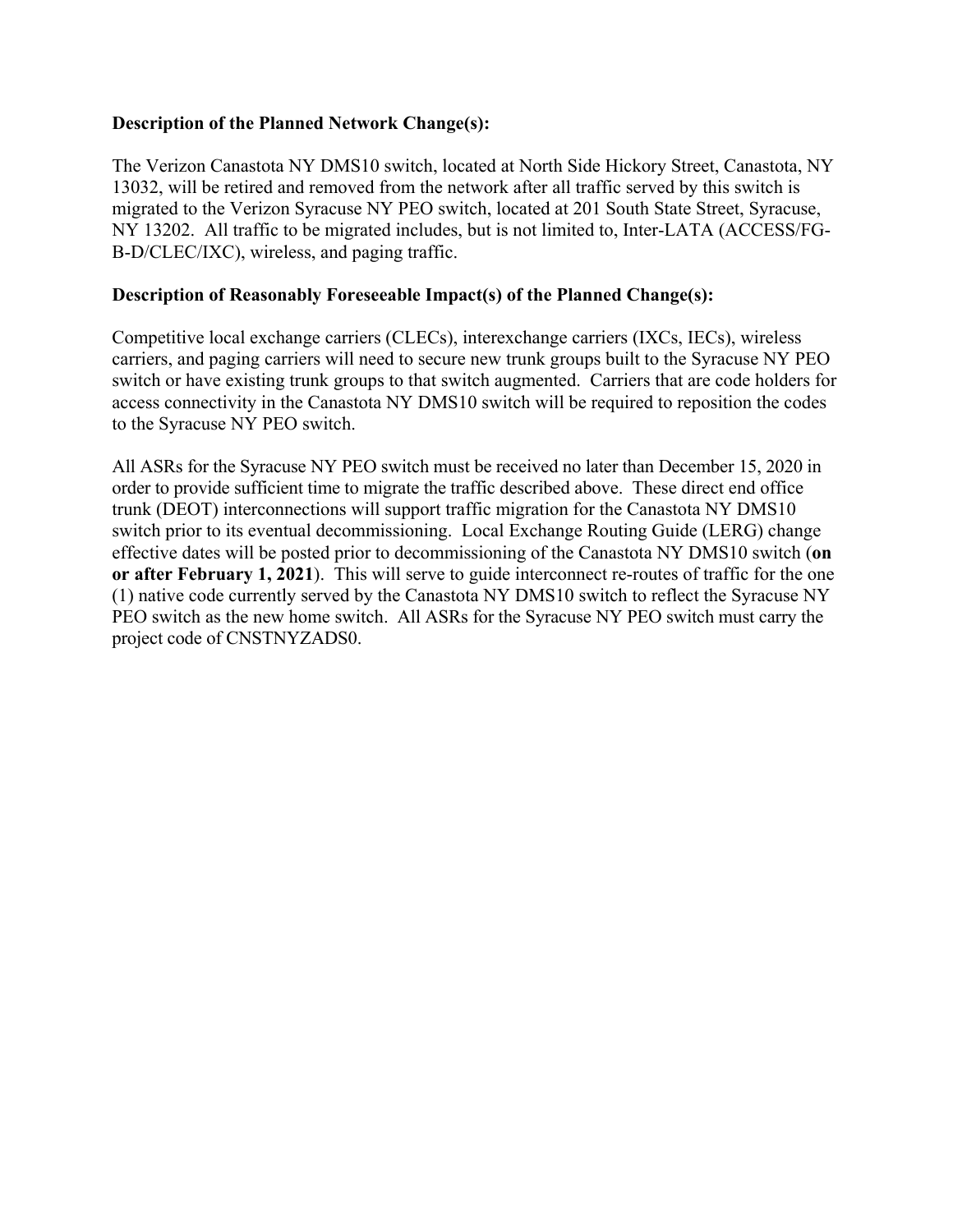**Description of the Planned Network Change(s):**

The Verizon Canastota NY DMS10 switch, located at North Side Hickory Street, Canastota, NY 13032, will be retired and removed from the network after all traffic served by this switch is migrated to the Verizon Syracuse NY PEO switch, located at 201 South State Street, Syracuse, NY 13202. All traffic to be migrated includes, but is not limited to, Inter-LATA (ACCESS/FG-B-D/CLEC/IXC), wireless, and paging traffic.

**Description of Reasonably Foreseeable Impact(s) of the Planned Change(s):**

Competitive local exchange carriers (CLECs), interexchange carriers (IXCs, IECs), wireless carriers, and paging carriers will need to secure new trunk groups built to the Syracuse NY PEO switch or have existing trunk groups to that switch augmented. Carriers that are code holders for access connectivity in the Canastota NY DMS10 switch will be required to reposition the codes to the Syracuse NY PEO switch.

All ASRs for the Syracuse NY PEO switch must be received no later than December 15, 2020 in order to provide sufficient time to migrate the traffic described above. These direct end office trunk (DEOT) interconnections will support traffic migration for the Canastota NY DMS10 switch prior to its eventual decommissioning. Local Exchange Routing Guide (LERG) change effective dates will be posted prior to decommissioning of the Canastota NY DMS10 switch (**on or after February 1, 2021**). This will serve to guide interconnect re-routes of traffic for the one (1) native code currently served by the Canastota NY DMS10 switch to reflect the Syracuse NY PEO switch as the new home switch. All ASRs for the Syracuse NY PEO switch must carry the project code of CNSTNYZADS0.